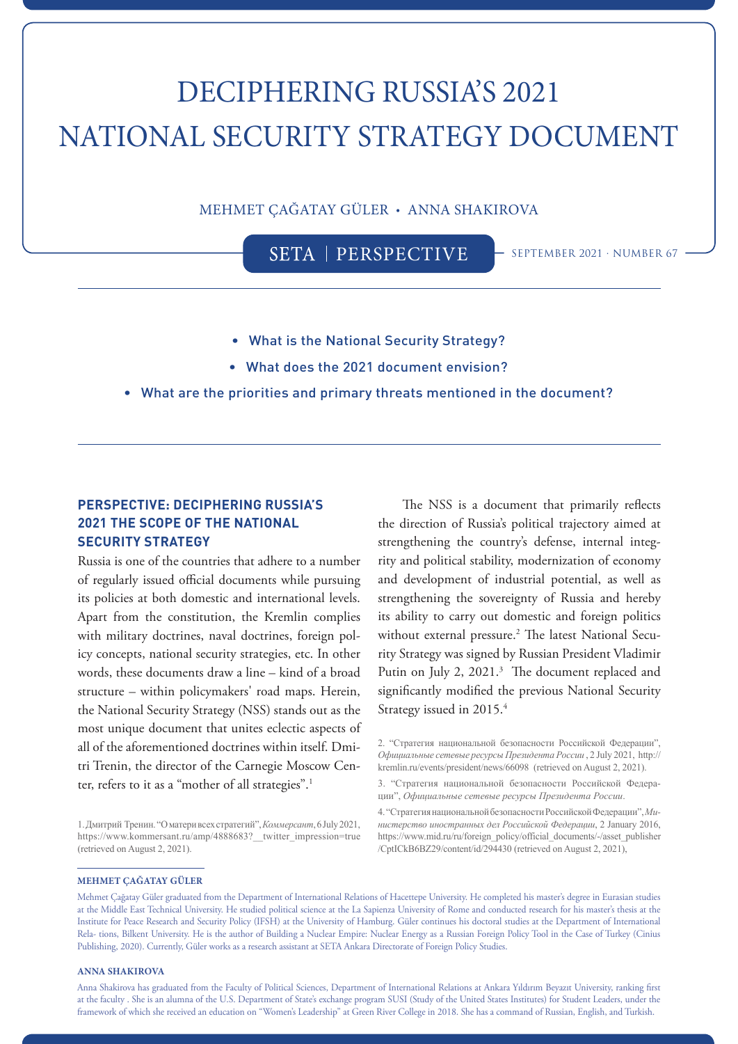# DECIPHERING RUSSIA'S 2021 NATIONAL SECURITY STRATEGY DOCUMENT

MEHMET ÇAĞATAY GÜLER • ANNA SHAKIROVA

SETA | PERSPECTIVE

SEPTEMBER 2021 · NUMBER 67

- What is the National Security Strategy?
- What does the 2021 document envision?
- What are the priorities and primary threats mentioned in the document?

## PERSPECTIVE: DECIPHERING RUSSIA'S 2021 THE SCOPE OF THE NATIONAL SECURITY STRATEGY

Russia is one of the countries that adhere to a number of regularly issued official documents while pursuing its policies at both domestic and international levels. Apart from the constitution, the Kremlin complies with military doctrines, naval doctrines, foreign policy concepts, national security strategies, etc. In other words, these documents draw a line – kind of a broad structure – within policymakers' road maps. Herein, the National Security Strategy (NSS) stands out as the most unique document that unites eclectic aspects of all of the aforementioned doctrines within itself. Dmitri Trenin, the director of the Carnegie Moscow Center, refers to it as a "mother of all strategies".[1]

The NSS is a document that primarily reflects the direction of Russia's political trajectory aimed at strengthening the country's defense, internal integrity and political stability, modernization of economy and development of industrial potential, as well as strengthening the sovereignty of Russia and hereby its ability to carry out domestic and foreign politics without external pressure.[2] The latest National Security Strategy was signed by Russian President Vladimir Putin on July 2, 2021.[3] The document replaced and significantly modified the previous National Security Strategy issued in 2015.[4]

1. Дмитрий Тренин. "О матери всех стратегий", *Коммерсант*, 6 July 2021, https://www.kommersant.ru/amp/4888683?__twitter_impression=true (retrieved on August 2, 2021).

2. "Стратегия национальной безопасности Российской Федерации", *Официальные сетевые ресурсы Президента России* , 2 July 2021, http://kremlin.ru/events/president/news/66098 (retrieved on August 2, 2021).

3. "Стратегия национальной безопасности Российской Федерации", *Официальные сетевые ресурсы Президента России*.

4. "Стратегия национальной безопасности Российской Федерации", *Министерство иностранных дел Российской Федерации*, 2 January 2016, https://www.mid.ru/ru/foreign_policy/official_documents/-/asset_publisher/CptICkB6BZ29/content/id/294430 (retrieved on August 2, 2021),

**MEHMET ÇAĞATAY GÜLER**

Mehmet Çağatay Güler graduated from the Department of International Relations of Hacettepe University. He completed his master's degree in Eurasian studies at the Middle East Technical University. He studied political science at the La Sapienza University of Rome and conducted research for his master's thesis at the Institute for Peace Research and Security Policy (IFSH) at the University of Hamburg. Güler continues his doctoral studies at the Department of International Rela- tions, Bilkent University. He is the author of Building a Nuclear Empire: Nuclear Energy as a Russian Foreign Policy Tool in the Case of Turkey (Cinius Publishing, 2020). Currently, Güler works as a research assistant at SETA Ankara Directorate of Foreign Policy Studies.

**ANNA SHAKIROVA**

Anna Shakirova has graduated from the Faculty of Political Sciences, Department of International Relations at Ankara Yıldırım Beyazıt University, ranking first at the faculty . She is an alumna of the U.S. Department of State's exchange program SUSI (Study of the United States Institutes) for Student Leaders, under the framework of which she received an education on "Women's Leadership" at Green River College in 2018. She has a command of Russian, English, and Turkish.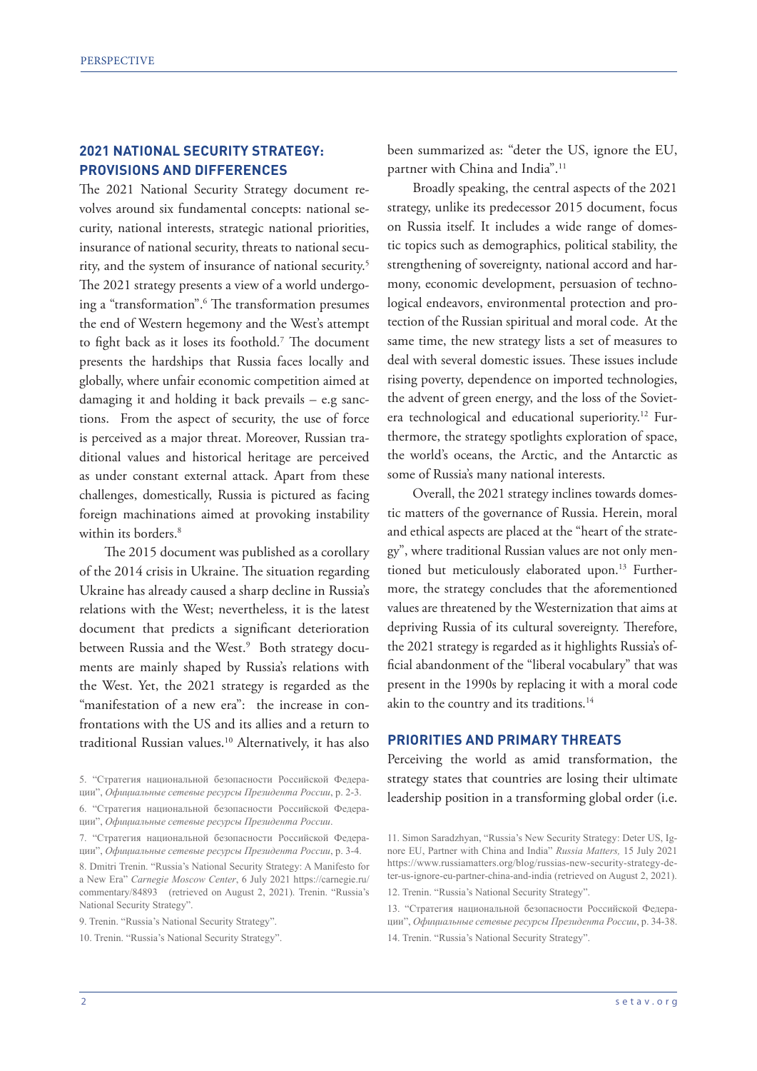## 2021 NATIONAL SECURITY STRATEGY: PROVISIONS AND DIFFERENCES

The 2021 National Security Strategy document revolves around six fundamental concepts: national security, national interests, strategic national priorities, insurance of national security, threats to national security, and the system of insurance of national security.[5] The 2021 strategy presents a view of a world undergoing a "transformation".[6] The transformation presumes the end of Western hegemony and the West's attempt to fight back as it loses its foothold.[7] The document presents the hardships that Russia faces locally and globally, where unfair economic competition aimed at damaging it and holding it back prevails – e.g sanctions. From the aspect of security, the use of force is perceived as a major threat. Moreover, Russian traditional values and historical heritage are perceived as under constant external attack. Apart from these challenges, domestically, Russia is pictured as facing foreign machinations aimed at provoking instability within its borders.[8]

The 2015 document was published as a corollary of the 2014 crisis in Ukraine. The situation regarding Ukraine has already caused a sharp decline in Russia's relations with the West; nevertheless, it is the latest document that predicts a significant deterioration between Russia and the West.[9] Both strategy documents are mainly shaped by Russia's relations with the West. Yet, the 2021 strategy is regarded as the "manifestation of a new era": the increase in confrontations with the US and its allies and a return to traditional Russian values.[10] Alternatively, it has also been summarized as: "deter the US, ignore the EU, partner with China and India".[11]

Broadly speaking, the central aspects of the 2021 strategy, unlike its predecessor 2015 document, focus on Russia itself. It includes a wide range of domestic topics such as demographics, political stability, the strengthening of sovereignty, national accord and harmony, economic development, persuasion of technological endeavors, environmental protection and protection of the Russian spiritual and moral code. At the same time, the new strategy lists a set of measures to deal with several domestic issues. These issues include rising poverty, dependence on imported technologies, the advent of green energy, and the loss of the Soviet-era technological and educational superiority.[12] Furthermore, the strategy spotlights exploration of space, the world's oceans, the Arctic, and the Antarctic as some of Russia's many national interests.

Overall, the 2021 strategy inclines towards domestic matters of the governance of Russia. Herein, moral and ethical aspects are placed at the "heart of the strategy", where traditional Russian values are not only mentioned but meticulously elaborated upon.[13] Furthermore, the strategy concludes that the aforementioned values are threatened by the Westernization that aims at depriving Russia of its cultural sovereignty. Therefore, the 2021 strategy is regarded as it highlights Russia's official abandonment of the "liberal vocabulary" that was present in the 1990s by replacing it with a moral code akin to the country and its traditions.[14]

## PRIORITIES AND PRIMARY THREATS

Perceiving the world as amid transformation, the strategy states that countries are losing their ultimate leadership position in a transforming global order (i.e.

---

5. "Стратегия национальной безопасности Российской Федерации", *Официальные сетевые ресурсы Президента России*, p. 2-3.

6. "Стратегия национальной безопасности Российской Федерации", *Официальные сетевые ресурсы Президента России*.

7. "Стратегия национальной безопасности Российской Федерации", *Официальные сетевые ресурсы Президента России*, p. 3-4.

8. Dmitri Trenin. "Russia's National Security Strategy: A Manifesto for a New Era" *Carnegie Moscow Center*, 6 July 2021 https://carnegie.ru/commentary/84893 (retrieved on August 2, 2021). Trenin. "Russia's National Security Strategy".

9. Trenin. "Russia's National Security Strategy".

10. Trenin. "Russia's National Security Strategy".

11. Simon Saradzhyan, "Russia's New Security Strategy: Deter US, Ignore EU, Partner with China and India" *Russia Matters,* 15 July 2021 https://www.russiamatters.org/blog/russias-new-security-strategy-deter-us-ignore-eu-partner-china-and-india (retrieved on August 2, 2021).

12. Trenin. "Russia's National Security Strategy".

13. "Стратегия национальной безопасности Российской Федерации", *Официальные сетевые ресурсы Президента России*, p. 34-38.

14. Trenin. "Russia's National Security Strategy".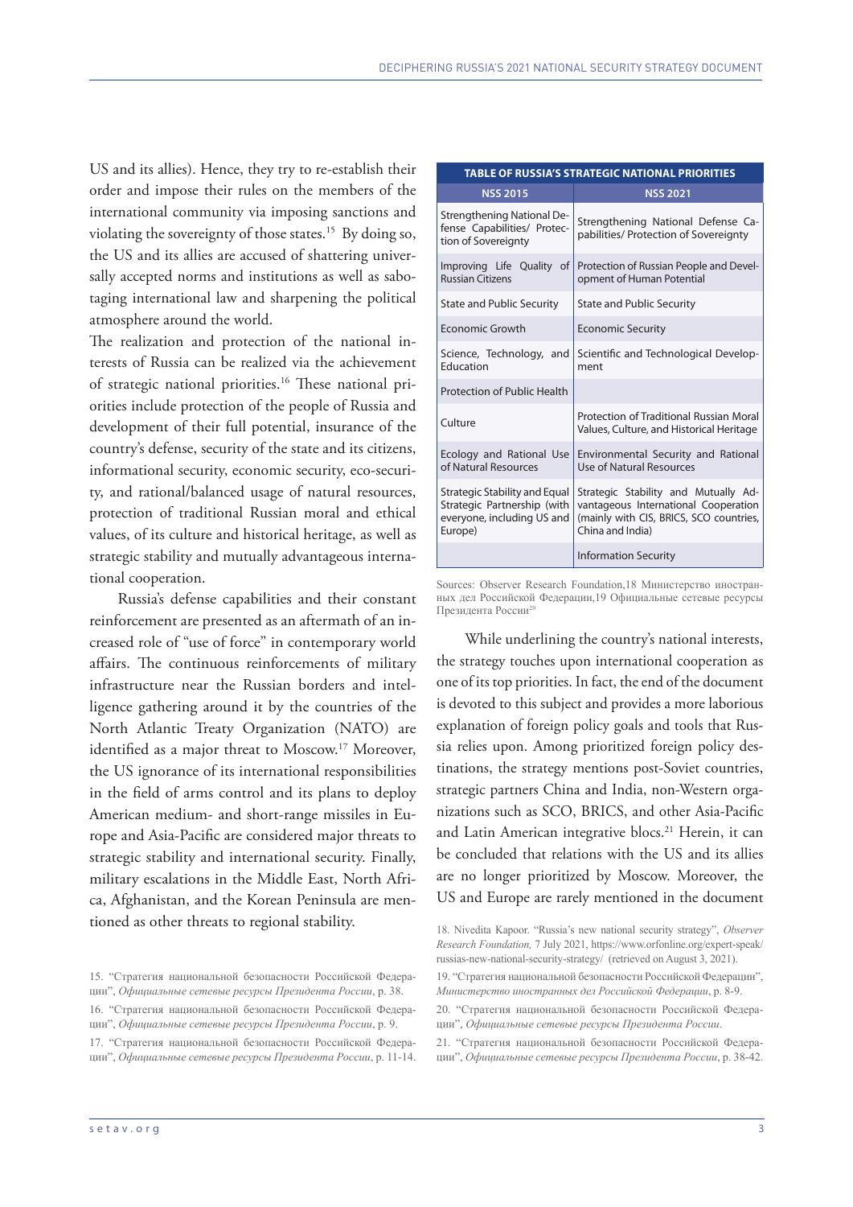US and its allies). Hence, they try to re-establish their order and impose their rules on the members of the international community via imposing sanctions and violating the sovereignty of those states.[15] By doing so, the US and its allies are accused of shattering universally accepted norms and institutions as well as sabotaging international law and sharpening the political atmosphere around the world.

The realization and protection of the national interests of Russia can be realized via the achievement of strategic national priorities.[16] These national priorities include protection of the people of Russia and development of their full potential, insurance of the country's defense, security of the state and its citizens, informational security, economic security, eco-security, and rational/balanced usage of natural resources, protection of traditional Russian moral and ethical values, of its culture and historical heritage, as well as strategic stability and mutually advantageous international cooperation.

Russia's defense capabilities and their constant reinforcement are presented as an aftermath of an increased role of "use of force" in contemporary world affairs. The continuous reinforcements of military infrastructure near the Russian borders and intelligence gathering around it by the countries of the North Atlantic Treaty Organization (NATO) are identified as a major threat to Moscow.[17] Moreover, the US ignorance of its international responsibilities in the field of arms control and its plans to deploy American medium- and short-range missiles in Europe and Asia-Pacific are considered major threats to strategic stability and international security. Finally, military escalations in the Middle East, North Africa, Afghanistan, and the Korean Peninsula are mentioned as other threats to regional stability.

**TABLE OF RUSSIA'S STRATEGIC NATIONAL PRIORITIES**

| NSS 2015 | NSS 2021 |
|---|---|
| Strengthening National Defense Capabilities/ Protection of Sovereignty | Strengthening National Defense Capabilities/ Protection of Sovereignty |
| Improving Life Quality of Russian Citizens | Protection of Russian People and Development of Human Potential |
| State and Public Security | State and Public Security |
| Economic Growth | Economic Security |
| Science, Technology, and Education | Scientific and Technological Development |
| Protection of Public Health | |
| Culture | Protection of Traditional Russian Moral Values, Culture, and Historical Heritage |
| Ecology and Rational Use of Natural Resources | Environmental Security and Rational Use of Natural Resources |
| Strategic Stability and Equal Strategic Partnership (with everyone, including US and Europe) | Strategic Stability and Mutually Advantageous International Cooperation (mainly with CIS, BRICS, SCO countries, China and India) |
| | Information Security |

Sources: Observer Research Foundation,18 Министерство иностранных дел Российской Федерации,19 Официальные сетевые ресурсы Президента России[20]

While underlining the country's national interests, the strategy touches upon international cooperation as one of its top priorities. In fact, the end of the document is devoted to this subject and provides a more laborious explanation of foreign policy goals and tools that Russia relies upon. Among prioritized foreign policy destinations, the strategy mentions post-Soviet countries, strategic partners China and India, non-Western organizations such as SCO, BRICS, and other Asia-Pacific and Latin American integrative blocs.[21] Herein, it can be concluded that relations with the US and its allies are no longer prioritized by Moscow. Moreover, the US and Europe are rarely mentioned in the document

15. "Стратегия национальной безопасности Российской Федерации", *Официальные сетевые ресурсы Президента России*, p. 38.

16. "Стратегия национальной безопасности Российской Федерации", *Официальные сетевые ресурсы Президента России*, p. 9.

17. "Стратегия национальной безопасности Российской Федерации", *Официальные сетевые ресурсы Президента России*, p. 11-14.

18. Nivedita Kapoor. "Russia's new national security strategy", *Observer Research Foundation,* 7 July 2021, https://www.orfonline.org/expert-speak/russias-new-national-security-strategy/ (retrieved on August 3, 2021).

19. "Стратегия национальной безопасности Российской Федерации", *Министерство иностранных дел Российской Федерации*, p. 8-9.

20. "Стратегия национальной безопасности Российской Федерации", *Официальные сетевые ресурсы Президента России*.

21. "Стратегия национальной безопасности Российской Федерации", *Официальные сетевые ресурсы Президента России*, p. 38-42.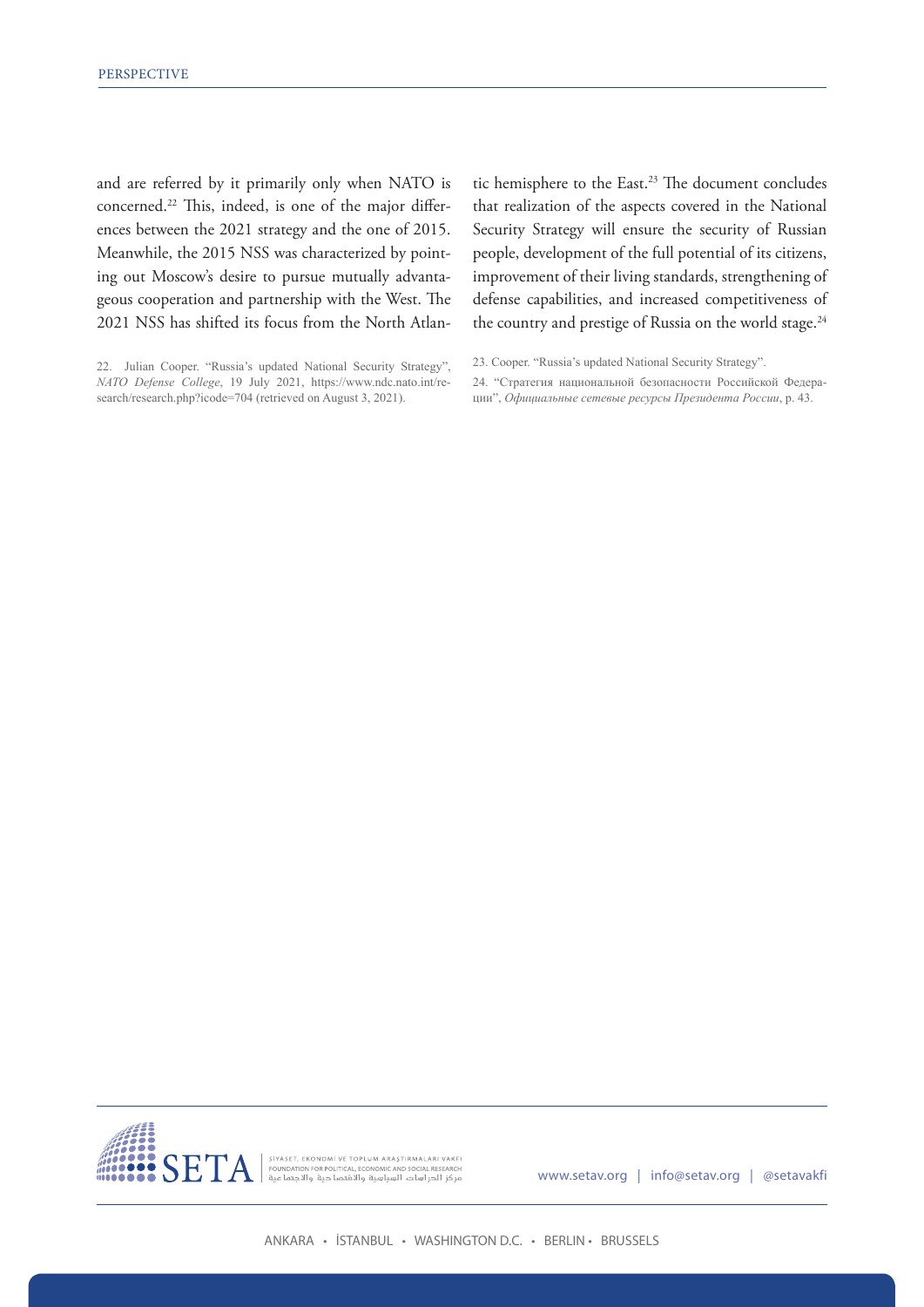and are referred by it primarily only when NATO is concerned.[22] This, indeed, is one of the major differences between the 2021 strategy and the one of 2015. Meanwhile, the 2015 NSS was characterized by pointing out Moscow's desire to pursue mutually advantageous cooperation and partnership with the West. The 2021 NSS has shifted its focus from the North Atlantic hemisphere to the East.[23] The document concludes that realization of the aspects covered in the National Security Strategy will ensure the security of Russian people, development of the full potential of its citizens, improvement of their living standards, strengthening of defense capabilities, and increased competitiveness of the country and prestige of Russia on the world stage.[24]

22. Julian Cooper. "Russia's updated National Security Strategy", *NATO Defense College*, 19 July 2021, https://www.ndc.nato.int/research/research.php?icode=704 (retrieved on August 3, 2021).

23. Cooper. "Russia's updated National Security Strategy".

24. "Стратегия национальной безопасности Российской Федерации", *Официальные сетевые ресурсы Президента России*, p. 43.

SETA | SİYASET, EKONOMİ VE TOPLUM ARAŞTIRMALARI VAKFI
FOUNDATION FOR POLITICAL, ECONOMIC AND SOCIAL RESEARCH
مركز الدراسات السياسية والاقتصادية والاجتماعية

www.setav.org | info@setav.org | @setavakfi

ANKARA • İSTANBUL • WASHINGTON D.C. • BERLIN • BRUSSELS